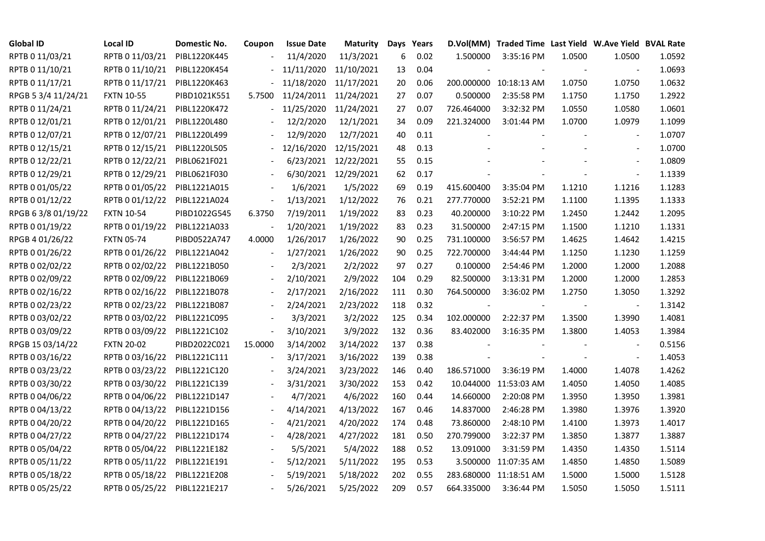| Global ID | Local ID | Domestic No. | Coupon | Issue Date | Maturity | Days | Years | D.Vol(MM) | Traded Time | Last Yield | W.Ave Yield | BVAL Rate |
|---|---|---|---|---|---|---|---|---|---|---|---|---|
| RPTB 0 11/03/21 | RPTB 0 11/03/21 | PIBL1220K445 | - | 11/4/2020 | 11/3/2021 | 6 | 0.02 | 1.500000 | 3:35:16 PM | 1.0500 | 1.0500 | 1.0592 |
| RPTB 0 11/10/21 | RPTB 0 11/10/21 | PIBL1220K454 | - | 11/11/2020 | 11/10/2021 | 13 | 0.04 | - | - | - | - | 1.0693 |
| RPTB 0 11/17/21 | RPTB 0 11/17/21 | PIBL1220K463 | - | 11/18/2020 | 11/17/2021 | 20 | 0.06 | 200.000000 | 10:18:13 AM | 1.0750 | 1.0750 | 1.0632 |
| RPGB 5 3/4 11/24/21 | FXTN 10-55 | PIBD1021K551 | 5.7500 | 11/24/2011 | 11/24/2021 | 27 | 0.07 | 0.500000 | 2:35:58 PM | 1.1750 | 1.1750 | 1.2922 |
| RPTB 0 11/24/21 | RPTB 0 11/24/21 | PIBL1220K472 | - | 11/25/2020 | 11/24/2021 | 27 | 0.07 | 726.464000 | 3:32:32 PM | 1.0550 | 1.0580 | 1.0601 |
| RPTB 0 12/01/21 | RPTB 0 12/01/21 | PIBL1220L480 | - | 12/2/2020 | 12/1/2021 | 34 | 0.09 | 221.324000 | 3:01:44 PM | 1.0700 | 1.0979 | 1.1099 |
| RPTB 0 12/07/21 | RPTB 0 12/07/21 | PIBL1220L499 | - | 12/9/2020 | 12/7/2021 | 40 | 0.11 | - | - | - | - | 1.0707 |
| RPTB 0 12/15/21 | RPTB 0 12/15/21 | PIBL1220L505 | - | 12/16/2020 | 12/15/2021 | 48 | 0.13 | - | - | - | - | 1.0700 |
| RPTB 0 12/22/21 | RPTB 0 12/22/21 | PIBL0621F021 | - | 6/23/2021 | 12/22/2021 | 55 | 0.15 | - | - | - | - | 1.0809 |
| RPTB 0 12/29/21 | RPTB 0 12/29/21 | PIBL0621F030 | - | 6/30/2021 | 12/29/2021 | 62 | 0.17 | - | - | - | - | 1.1339 |
| RPTB 0 01/05/22 | RPTB 0 01/05/22 | PIBL1221A015 | - | 1/6/2021 | 1/5/2022 | 69 | 0.19 | 415.600400 | 3:35:04 PM | 1.1210 | 1.1216 | 1.1283 |
| RPTB 0 01/12/22 | RPTB 0 01/12/22 | PIBL1221A024 | - | 1/13/2021 | 1/12/2022 | 76 | 0.21 | 277.770000 | 3:52:21 PM | 1.1100 | 1.1395 | 1.1333 |
| RPGB 6 3/8 01/19/22 | FXTN 10-54 | PIBD1022G545 | 6.3750 | 7/19/2011 | 1/19/2022 | 83 | 0.23 | 40.200000 | 3:10:22 PM | 1.2450 | 1.2442 | 1.2095 |
| RPTB 0 01/19/22 | RPTB 0 01/19/22 | PIBL1221A033 | - | 1/20/2021 | 1/19/2022 | 83 | 0.23 | 31.500000 | 2:47:15 PM | 1.1500 | 1.1210 | 1.1331 |
| RPGB 4 01/26/22 | FXTN 05-74 | PIBD0522A747 | 4.0000 | 1/26/2017 | 1/26/2022 | 90 | 0.25 | 731.100000 | 3:56:57 PM | 1.4625 | 1.4642 | 1.4215 |
| RPTB 0 01/26/22 | RPTB 0 01/26/22 | PIBL1221A042 | - | 1/27/2021 | 1/26/2022 | 90 | 0.25 | 722.700000 | 3:44:44 PM | 1.1250 | 1.1230 | 1.1259 |
| RPTB 0 02/02/22 | RPTB 0 02/02/22 | PIBL1221B050 | - | 2/3/2021 | 2/2/2022 | 97 | 0.27 | 0.100000 | 2:54:46 PM | 1.2000 | 1.2000 | 1.2088 |
| RPTB 0 02/09/22 | RPTB 0 02/09/22 | PIBL1221B069 | - | 2/10/2021 | 2/9/2022 | 104 | 0.29 | 82.500000 | 3:13:31 PM | 1.2000 | 1.2000 | 1.2853 |
| RPTB 0 02/16/22 | RPTB 0 02/16/22 | PIBL1221B078 | - | 2/17/2021 | 2/16/2022 | 111 | 0.30 | 764.500000 | 3:36:02 PM | 1.2750 | 1.3050 | 1.3292 |
| RPTB 0 02/23/22 | RPTB 0 02/23/22 | PIBL1221B087 | - | 2/24/2021 | 2/23/2022 | 118 | 0.32 | - | - | - | - | 1.3142 |
| RPTB 0 03/02/22 | RPTB 0 03/02/22 | PIBL1221C095 | - | 3/3/2021 | 3/2/2022 | 125 | 0.34 | 102.000000 | 2:22:37 PM | 1.3500 | 1.3990 | 1.4081 |
| RPTB 0 03/09/22 | RPTB 0 03/09/22 | PIBL1221C102 | - | 3/10/2021 | 3/9/2022 | 132 | 0.36 | 83.402000 | 3:16:35 PM | 1.3800 | 1.4053 | 1.3984 |
| RPGB 15 03/14/22 | FXTN 20-02 | PIBD2022C021 | 15.0000 | 3/14/2002 | 3/14/2022 | 137 | 0.38 | - | - | - | - | 0.5156 |
| RPTB 0 03/16/22 | RPTB 0 03/16/22 | PIBL1221C111 | - | 3/17/2021 | 3/16/2022 | 139 | 0.38 | - | - | - | - | 1.4053 |
| RPTB 0 03/23/22 | RPTB 0 03/23/22 | PIBL1221C120 | - | 3/24/2021 | 3/23/2022 | 146 | 0.40 | 186.571000 | 3:36:19 PM | 1.4000 | 1.4078 | 1.4262 |
| RPTB 0 03/30/22 | RPTB 0 03/30/22 | PIBL1221C139 | - | 3/31/2021 | 3/30/2022 | 153 | 0.42 | 10.044000 | 11:53:03 AM | 1.4050 | 1.4050 | 1.4085 |
| RPTB 0 04/06/22 | RPTB 0 04/06/22 | PIBL1221D147 | - | 4/7/2021 | 4/6/2022 | 160 | 0.44 | 14.660000 | 2:20:08 PM | 1.3950 | 1.3950 | 1.3981 |
| RPTB 0 04/13/22 | RPTB 0 04/13/22 | PIBL1221D156 | - | 4/14/2021 | 4/13/2022 | 167 | 0.46 | 14.837000 | 2:46:28 PM | 1.3980 | 1.3976 | 1.3920 |
| RPTB 0 04/20/22 | RPTB 0 04/20/22 | PIBL1221D165 | - | 4/21/2021 | 4/20/2022 | 174 | 0.48 | 73.860000 | 2:48:10 PM | 1.4100 | 1.3973 | 1.4017 |
| RPTB 0 04/27/22 | RPTB 0 04/27/22 | PIBL1221D174 | - | 4/28/2021 | 4/27/2022 | 181 | 0.50 | 270.799000 | 3:22:37 PM | 1.3850 | 1.3877 | 1.3887 |
| RPTB 0 05/04/22 | RPTB 0 05/04/22 | PIBL1221E182 | - | 5/5/2021 | 5/4/2022 | 188 | 0.52 | 13.091000 | 3:31:59 PM | 1.4350 | 1.4350 | 1.5114 |
| RPTB 0 05/11/22 | RPTB 0 05/11/22 | PIBL1221E191 | - | 5/12/2021 | 5/11/2022 | 195 | 0.53 | 3.500000 | 11:07:35 AM | 1.4850 | 1.4850 | 1.5089 |
| RPTB 0 05/18/22 | RPTB 0 05/18/22 | PIBL1221E208 | - | 5/19/2021 | 5/18/2022 | 202 | 0.55 | 283.680000 | 11:18:51 AM | 1.5000 | 1.5000 | 1.5128 |
| RPTB 0 05/25/22 | RPTB 0 05/25/22 | PIBL1221E217 | - | 5/26/2021 | 5/25/2022 | 209 | 0.57 | 664.335000 | 3:36:44 PM | 1.5050 | 1.5050 | 1.5111 |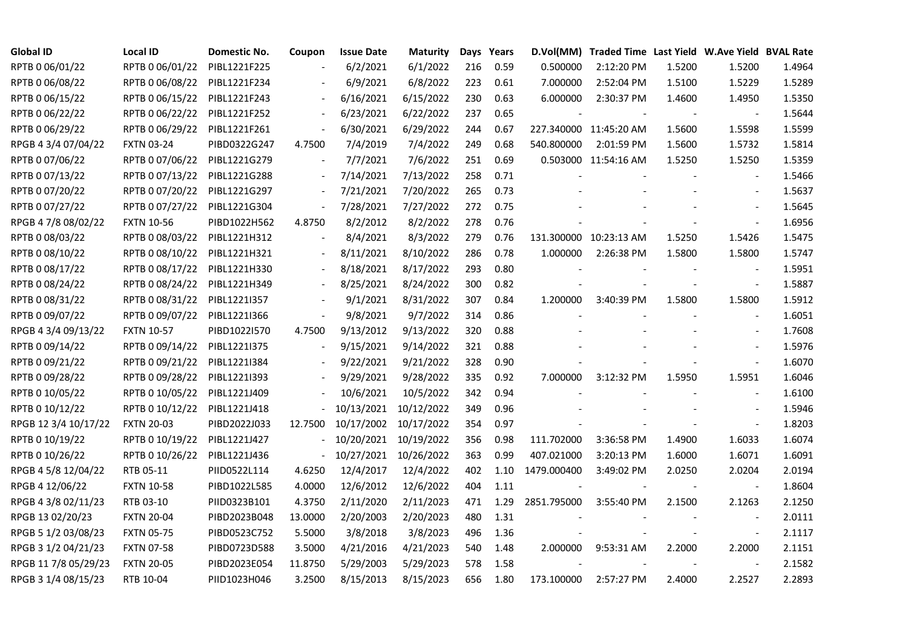| Global ID | Local ID | Domestic No. | Coupon | Issue Date | Maturity | Days | Years | D.Vol(MM) | Traded Time | Last Yield | W.Ave Yield | BVAL Rate |
|---|---|---|---|---|---|---|---|---|---|---|---|---|
| RPTB 0 06/01/22 | RPTB 0 06/01/22 | PIBL1221F225 | - | 6/2/2021 | 6/1/2022 | 216 | 0.59 | 0.500000 | 2:12:20 PM | 1.5200 | 1.5200 | 1.4964 |
| RPTB 0 06/08/22 | RPTB 0 06/08/22 | PIBL1221F234 | - | 6/9/2021 | 6/8/2022 | 223 | 0.61 | 7.000000 | 2:52:04 PM | 1.5100 | 1.5229 | 1.5289 |
| RPTB 0 06/15/22 | RPTB 0 06/15/22 | PIBL1221F243 | - | 6/16/2021 | 6/15/2022 | 230 | 0.63 | 6.000000 | 2:30:37 PM | 1.4600 | 1.4950 | 1.5350 |
| RPTB 0 06/22/22 | RPTB 0 06/22/22 | PIBL1221F252 | - | 6/23/2021 | 6/22/2022 | 237 | 0.65 | - | - | - | - | 1.5644 |
| RPTB 0 06/29/22 | RPTB 0 06/29/22 | PIBL1221F261 | - | 6/30/2021 | 6/29/2022 | 244 | 0.67 | 227.340000 | 11:45:20 AM | 1.5600 | 1.5598 | 1.5599 |
| RPGB 4 3/4 07/04/22 | FXTN 03-24 | PIBD0322G247 | 4.7500 | 7/4/2019 | 7/4/2022 | 249 | 0.68 | 540.800000 | 2:01:59 PM | 1.5600 | 1.5732 | 1.5814 |
| RPTB 0 07/06/22 | RPTB 0 07/06/22 | PIBL1221G279 | - | 7/7/2021 | 7/6/2022 | 251 | 0.69 | 0.503000 | 11:54:16 AM | 1.5250 | 1.5250 | 1.5359 |
| RPTB 0 07/13/22 | RPTB 0 07/13/22 | PIBL1221G288 | - | 7/14/2021 | 7/13/2022 | 258 | 0.71 | - | - | - | - | 1.5466 |
| RPTB 0 07/20/22 | RPTB 0 07/20/22 | PIBL1221G297 | - | 7/21/2021 | 7/20/2022 | 265 | 0.73 | - | - | - | - | 1.5637 |
| RPTB 0 07/27/22 | RPTB 0 07/27/22 | PIBL1221G304 | - | 7/28/2021 | 7/27/2022 | 272 | 0.75 | - | - | - | - | 1.5645 |
| RPGB 4 7/8 08/02/22 | FXTN 10-56 | PIBD1022H562 | 4.8750 | 8/2/2012 | 8/2/2022 | 278 | 0.76 | - | - | - | - | 1.6956 |
| RPTB 0 08/03/22 | RPTB 0 08/03/22 | PIBL1221H312 | - | 8/4/2021 | 8/3/2022 | 279 | 0.76 | 131.300000 | 10:23:13 AM | 1.5250 | 1.5426 | 1.5475 |
| RPTB 0 08/10/22 | RPTB 0 08/10/22 | PIBL1221H321 | - | 8/11/2021 | 8/10/2022 | 286 | 0.78 | 1.000000 | 2:26:38 PM | 1.5800 | 1.5800 | 1.5747 |
| RPTB 0 08/17/22 | RPTB 0 08/17/22 | PIBL1221H330 | - | 8/18/2021 | 8/17/2022 | 293 | 0.80 | - | - | - | - | 1.5951 |
| RPTB 0 08/24/22 | RPTB 0 08/24/22 | PIBL1221H349 | - | 8/25/2021 | 8/24/2022 | 300 | 0.82 | - | - | - | - | 1.5887 |
| RPTB 0 08/31/22 | RPTB 0 08/31/22 | PIBL1221I357 | - | 9/1/2021 | 8/31/2022 | 307 | 0.84 | 1.200000 | 3:40:39 PM | 1.5800 | 1.5800 | 1.5912 |
| RPTB 0 09/07/22 | RPTB 0 09/07/22 | PIBL1221I366 | - | 9/8/2021 | 9/7/2022 | 314 | 0.86 | - | - | - | - | 1.6051 |
| RPGB 4 3/4 09/13/22 | FXTN 10-57 | PIBD1022I570 | 4.7500 | 9/13/2012 | 9/13/2022 | 320 | 0.88 | - | - | - | - | 1.7608 |
| RPTB 0 09/14/22 | RPTB 0 09/14/22 | PIBL1221I375 | - | 9/15/2021 | 9/14/2022 | 321 | 0.88 | - | - | - | - | 1.5976 |
| RPTB 0 09/21/22 | RPTB 0 09/21/22 | PIBL1221I384 | - | 9/22/2021 | 9/21/2022 | 328 | 0.90 | - | - | - | - | 1.6070 |
| RPTB 0 09/28/22 | RPTB 0 09/28/22 | PIBL1221I393 | - | 9/29/2021 | 9/28/2022 | 335 | 0.92 | 7.000000 | 3:12:32 PM | 1.5950 | 1.5951 | 1.6046 |
| RPTB 0 10/05/22 | RPTB 0 10/05/22 | PIBL1221J409 | - | 10/6/2021 | 10/5/2022 | 342 | 0.94 | - | - | - | - | 1.6100 |
| RPTB 0 10/12/22 | RPTB 0 10/12/22 | PIBL1221J418 | - | 10/13/2021 | 10/12/2022 | 349 | 0.96 | - | - | - | - | 1.5946 |
| RPGB 12 3/4 10/17/22 | FXTN 20-03 | PIBD2022J033 | 12.7500 | 10/17/2002 | 10/17/2022 | 354 | 0.97 | - | - | - | - | 1.8203 |
| RPTB 0 10/19/22 | RPTB 0 10/19/22 | PIBL1221J427 | - | 10/20/2021 | 10/19/2022 | 356 | 0.98 | 111.702000 | 3:36:58 PM | 1.4900 | 1.6033 | 1.6074 |
| RPTB 0 10/26/22 | RPTB 0 10/26/22 | PIBL1221J436 | - | 10/27/2021 | 10/26/2022 | 363 | 0.99 | 407.021000 | 3:20:13 PM | 1.6000 | 1.6071 | 1.6091 |
| RPGB 4 5/8 12/04/22 | RTB 05-11 | PIID0522L114 | 4.6250 | 12/4/2017 | 12/4/2022 | 402 | 1.10 | 1479.000400 | 3:49:02 PM | 2.0250 | 2.0204 | 2.0194 |
| RPGB 4 12/06/22 | FXTN 10-58 | PIBD1022L585 | 4.0000 | 12/6/2012 | 12/6/2022 | 404 | 1.11 | - | - | - | - | 1.8604 |
| RPGB 4 3/8 02/11/23 | RTB 03-10 | PIID0323B101 | 4.3750 | 2/11/2020 | 2/11/2023 | 471 | 1.29 | 2851.795000 | 3:55:40 PM | 2.1500 | 2.1263 | 2.1250 |
| RPGB 13 02/20/23 | FXTN 20-04 | PIBD2023B048 | 13.0000 | 2/20/2003 | 2/20/2023 | 480 | 1.31 | - | - | - | - | 2.0111 |
| RPGB 5 1/2 03/08/23 | FXTN 05-75 | PIBD0523C752 | 5.5000 | 3/8/2018 | 3/8/2023 | 496 | 1.36 | - | - | - | - | 2.1117 |
| RPGB 3 1/2 04/21/23 | FXTN 07-58 | PIBD0723D588 | 3.5000 | 4/21/2016 | 4/21/2023 | 540 | 1.48 | 2.000000 | 9:53:31 AM | 2.2000 | 2.2000 | 2.1151 |
| RPGB 11 7/8 05/29/23 | FXTN 20-05 | PIBD2023E054 | 11.8750 | 5/29/2003 | 5/29/2023 | 578 | 1.58 | - | - | - | - | 2.1582 |
| RPGB 3 1/4 08/15/23 | RTB 10-04 | PIID1023H046 | 3.2500 | 8/15/2013 | 8/15/2023 | 656 | 1.80 | 173.100000 | 2:57:27 PM | 2.4000 | 2.2527 | 2.2893 |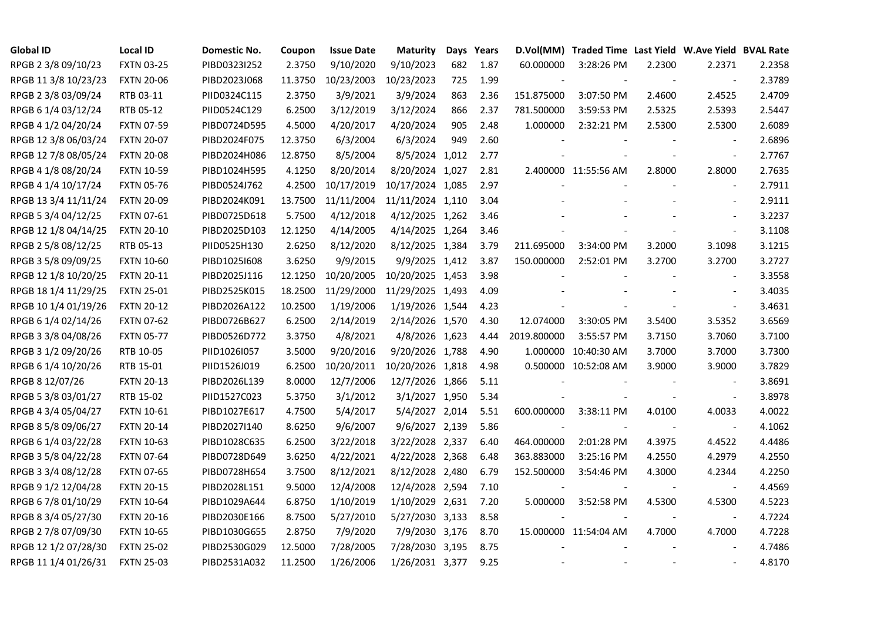| Global ID | Local ID | Domestic No. | Coupon | Issue Date | Maturity | Days | Years | D.Vol(MM) | Traded Time | Last Yield | W.Ave Yield | BVAL Rate |
|---|---|---|---|---|---|---|---|---|---|---|---|---|
| RPGB 2 3/8 09/10/23 | FXTN 03-25 | PIBD0323I252 | 2.3750 | 9/10/2020 | 9/10/2023 | 682 | 1.87 | 60.000000 | 3:28:26 PM | 2.2300 | 2.2371 | 2.2358 |
| RPGB 11 3/8 10/23/23 | FXTN 20-06 | PIBD2023J068 | 11.3750 | 10/23/2003 | 10/23/2023 | 725 | 1.99 | - | - | - | - | 2.3789 |
| RPGB 2 3/8 03/09/24 | RTB 03-11 | PIID0324C115 | 2.3750 | 3/9/2021 | 3/9/2024 | 863 | 2.36 | 151.875000 | 3:07:50 PM | 2.4600 | 2.4525 | 2.4709 |
| RPGB 6 1/4 03/12/24 | RTB 05-12 | PIID0524C129 | 6.2500 | 3/12/2019 | 3/12/2024 | 866 | 2.37 | 781.500000 | 3:59:53 PM | 2.5325 | 2.5393 | 2.5447 |
| RPGB 4 1/2 04/20/24 | FXTN 07-59 | PIBD0724D595 | 4.5000 | 4/20/2017 | 4/20/2024 | 905 | 2.48 | 1.000000 | 2:32:21 PM | 2.5300 | 2.5300 | 2.6089 |
| RPGB 12 3/8 06/03/24 | FXTN 20-07 | PIBD2024F075 | 12.3750 | 6/3/2004 | 6/3/2024 | 949 | 2.60 | - | - | - | - | 2.6896 |
| RPGB 12 7/8 08/05/24 | FXTN 20-08 | PIBD2024H086 | 12.8750 | 8/5/2004 | 8/5/2024 | 1,012 | 2.77 | - | - | - | - | 2.7767 |
| RPGB 4 1/8 08/20/24 | FXTN 10-59 | PIBD1024H595 | 4.1250 | 8/20/2014 | 8/20/2024 | 1,027 | 2.81 | 2.400000 | 11:55:56 AM | 2.8000 | 2.8000 | 2.7635 |
| RPGB 4 1/4 10/17/24 | FXTN 05-76 | PIBD0524J762 | 4.2500 | 10/17/2019 | 10/17/2024 | 1,085 | 2.97 | - | - | - | - | 2.7911 |
| RPGB 13 3/4 11/11/24 | FXTN 20-09 | PIBD2024K091 | 13.7500 | 11/11/2004 | 11/11/2024 | 1,110 | 3.04 | - | - | - | - | 2.9111 |
| RPGB 5 3/4 04/12/25 | FXTN 07-61 | PIBD0725D618 | 5.7500 | 4/12/2018 | 4/12/2025 | 1,262 | 3.46 | - | - | - | - | 3.2237 |
| RPGB 12 1/8 04/14/25 | FXTN 20-10 | PIBD2025D103 | 12.1250 | 4/14/2005 | 4/14/2025 | 1,264 | 3.46 | - | - | - | - | 3.1108 |
| RPGB 2 5/8 08/12/25 | RTB 05-13 | PIID0525H130 | 2.6250 | 8/12/2020 | 8/12/2025 | 1,384 | 3.79 | 211.695000 | 3:34:00 PM | 3.2000 | 3.1098 | 3.1215 |
| RPGB 3 5/8 09/09/25 | FXTN 10-60 | PIBD1025I608 | 3.6250 | 9/9/2015 | 9/9/2025 | 1,412 | 3.87 | 150.000000 | 2:52:01 PM | 3.2700 | 3.2700 | 3.2727 |
| RPGB 12 1/8 10/20/25 | FXTN 20-11 | PIBD2025J116 | 12.1250 | 10/20/2005 | 10/20/2025 | 1,453 | 3.98 | - | - | - | - | 3.3558 |
| RPGB 18 1/4 11/29/25 | FXTN 25-01 | PIBD2525K015 | 18.2500 | 11/29/2000 | 11/29/2025 | 1,493 | 4.09 | - | - | - | - | 3.4035 |
| RPGB 10 1/4 01/19/26 | FXTN 20-12 | PIBD2026A122 | 10.2500 | 1/19/2006 | 1/19/2026 | 1,544 | 4.23 | - | - | - | - | 3.4631 |
| RPGB 6 1/4 02/14/26 | FXTN 07-62 | PIBD0726B627 | 6.2500 | 2/14/2019 | 2/14/2026 | 1,570 | 4.30 | 12.074000 | 3:30:05 PM | 3.5400 | 3.5352 | 3.6569 |
| RPGB 3 3/8 04/08/26 | FXTN 05-77 | PIBD0526D772 | 3.3750 | 4/8/2021 | 4/8/2026 | 1,623 | 4.44 | 2019.800000 | 3:55:57 PM | 3.7150 | 3.7060 | 3.7100 |
| RPGB 3 1/2 09/20/26 | RTB 10-05 | PIID1026I057 | 3.5000 | 9/20/2016 | 9/20/2026 | 1,788 | 4.90 | 1.000000 | 10:40:30 AM | 3.7000 | 3.7000 | 3.7300 |
| RPGB 6 1/4 10/20/26 | RTB 15-01 | PIID1526J019 | 6.2500 | 10/20/2011 | 10/20/2026 | 1,818 | 4.98 | 0.500000 | 10:52:08 AM | 3.9000 | 3.9000 | 3.7829 |
| RPGB 8 12/07/26 | FXTN 20-13 | PIBD2026L139 | 8.0000 | 12/7/2006 | 12/7/2026 | 1,866 | 5.11 | - | - | - | - | 3.8691 |
| RPGB 5 3/8 03/01/27 | RTB 15-02 | PIID1527C023 | 5.3750 | 3/1/2012 | 3/1/2027 | 1,950 | 5.34 | - | - | - | - | 3.8978 |
| RPGB 4 3/4 05/04/27 | FXTN 10-61 | PIBD1027E617 | 4.7500 | 5/4/2017 | 5/4/2027 | 2,014 | 5.51 | 600.000000 | 3:38:11 PM | 4.0100 | 4.0033 | 4.0022 |
| RPGB 8 5/8 09/06/27 | FXTN 20-14 | PIBD2027I140 | 8.6250 | 9/6/2007 | 9/6/2027 | 2,139 | 5.86 | - | - | - | - | 4.1062 |
| RPGB 6 1/4 03/22/28 | FXTN 10-63 | PIBD1028C635 | 6.2500 | 3/22/2018 | 3/22/2028 | 2,337 | 6.40 | 464.000000 | 2:01:28 PM | 4.3975 | 4.4522 | 4.4486 |
| RPGB 3 5/8 04/22/28 | FXTN 07-64 | PIBD0728D649 | 3.6250 | 4/22/2021 | 4/22/2028 | 2,368 | 6.48 | 363.883000 | 3:25:16 PM | 4.2550 | 4.2979 | 4.2550 |
| RPGB 3 3/4 08/12/28 | FXTN 07-65 | PIBD0728H654 | 3.7500 | 8/12/2021 | 8/12/2028 | 2,480 | 6.79 | 152.500000 | 3:54:46 PM | 4.3000 | 4.2344 | 4.2250 |
| RPGB 9 1/2 12/04/28 | FXTN 20-15 | PIBD2028L151 | 9.5000 | 12/4/2008 | 12/4/2028 | 2,594 | 7.10 | - | - | - | - | 4.4569 |
| RPGB 6 7/8 01/10/29 | FXTN 10-64 | PIBD1029A644 | 6.8750 | 1/10/2019 | 1/10/2029 | 2,631 | 7.20 | 5.000000 | 3:52:58 PM | 4.5300 | 4.5300 | 4.5223 |
| RPGB 8 3/4 05/27/30 | FXTN 20-16 | PIBD2030E166 | 8.7500 | 5/27/2010 | 5/27/2030 | 3,133 | 8.58 | - | - | - | - | 4.7224 |
| RPGB 2 7/8 07/09/30 | FXTN 10-65 | PIBD1030G655 | 2.8750 | 7/9/2020 | 7/9/2030 | 3,176 | 8.70 | 15.000000 | 11:54:04 AM | 4.7000 | 4.7000 | 4.7228 |
| RPGB 12 1/2 07/28/30 | FXTN 25-02 | PIBD2530G029 | 12.5000 | 7/28/2005 | 7/28/2030 | 3,195 | 8.75 | - | - | - | - | 4.7486 |
| RPGB 11 1/4 01/26/31 | FXTN 25-03 | PIBD2531A032 | 11.2500 | 1/26/2006 | 1/26/2031 | 3,377 | 9.25 | - | - | - | - | 4.8170 |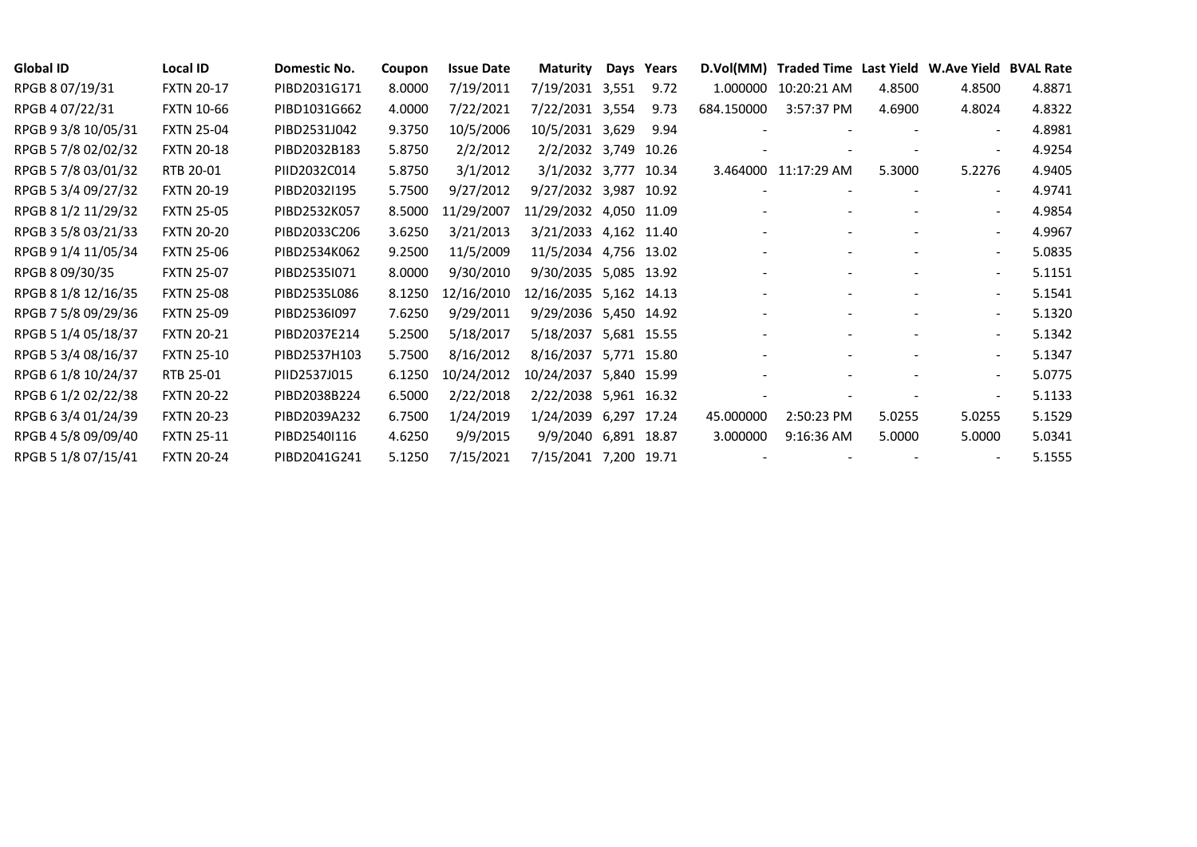| Global ID | Local ID | Domestic No. | Coupon | Issue Date | Maturity | Days | Years | D.Vol(MM) | Traded Time | Last Yield | W.Ave Yield | BVAL Rate |
|---|---|---|---|---|---|---|---|---|---|---|---|---|
| RPGB 8 07/19/31 | FXTN 20-17 | PIBD2031G171 | 8.0000 | 7/19/2011 | 7/19/2031 | 3,551 | 9.72 | 1.000000 | 10:20:21 AM | 4.8500 | 4.8500 | 4.8871 |
| RPGB 4 07/22/31 | FXTN 10-66 | PIBD1031G662 | 4.0000 | 7/22/2021 | 7/22/2031 | 3,554 | 9.73 | 684.150000 | 3:57:37 PM | 4.6900 | 4.8024 | 4.8322 |
| RPGB 9 3/8 10/05/31 | FXTN 25-04 | PIBD2531J042 | 9.3750 | 10/5/2006 | 10/5/2031 | 3,629 | 9.94 | - | - | - | - | 4.8981 |
| RPGB 5 7/8 02/02/32 | FXTN 20-18 | PIBD2032B183 | 5.8750 | 2/2/2012 | 2/2/2032 | 3,749 | 10.26 | - | - | - | - | 4.9254 |
| RPGB 5 7/8 03/01/32 | RTB 20-01 | PIID2032C014 | 5.8750 | 3/1/2012 | 3/1/2032 | 3,777 | 10.34 | 3.464000 | 11:17:29 AM | 5.3000 | 5.2276 | 4.9405 |
| RPGB 5 3/4 09/27/32 | FXTN 20-19 | PIBD2032I195 | 5.7500 | 9/27/2012 | 9/27/2032 | 3,987 | 10.92 | - | - | - | - | 4.9741 |
| RPGB 8 1/2 11/29/32 | FXTN 25-05 | PIBD2532K057 | 8.5000 | 11/29/2007 | 11/29/2032 | 4,050 | 11.09 | - | - | - | - | 4.9854 |
| RPGB 3 5/8 03/21/33 | FXTN 20-20 | PIBD2033C206 | 3.6250 | 3/21/2013 | 3/21/2033 | 4,162 | 11.40 | - | - | - | - | 4.9967 |
| RPGB 9 1/4 11/05/34 | FXTN 25-06 | PIBD2534K062 | 9.2500 | 11/5/2009 | 11/5/2034 | 4,756 | 13.02 | - | - | - | - | 5.0835 |
| RPGB 8 09/30/35 | FXTN 25-07 | PIBD2535I071 | 8.0000 | 9/30/2010 | 9/30/2035 | 5,085 | 13.92 | - | - | - | - | 5.1151 |
| RPGB 8 1/8 12/16/35 | FXTN 25-08 | PIBD2535L086 | 8.1250 | 12/16/2010 | 12/16/2035 | 5,162 | 14.13 | - | - | - | - | 5.1541 |
| RPGB 7 5/8 09/29/36 | FXTN 25-09 | PIBD2536I097 | 7.6250 | 9/29/2011 | 9/29/2036 | 5,450 | 14.92 | - | - | - | - | 5.1320 |
| RPGB 5 1/4 05/18/37 | FXTN 20-21 | PIBD2037E214 | 5.2500 | 5/18/2017 | 5/18/2037 | 5,681 | 15.55 | - | - | - | - | 5.1342 |
| RPGB 5 3/4 08/16/37 | FXTN 25-10 | PIBD2537H103 | 5.7500 | 8/16/2012 | 8/16/2037 | 5,771 | 15.80 | - | - | - | - | 5.1347 |
| RPGB 6 1/8 10/24/37 | RTB 25-01 | PIID2537J015 | 6.1250 | 10/24/2012 | 10/24/2037 | 5,840 | 15.99 | - | - | - | - | 5.0775 |
| RPGB 6 1/2 02/22/38 | FXTN 20-22 | PIBD2038B224 | 6.5000 | 2/22/2018 | 2/22/2038 | 5,961 | 16.32 | - | - | - | - | 5.1133 |
| RPGB 6 3/4 01/24/39 | FXTN 20-23 | PIBD2039A232 | 6.7500 | 1/24/2019 | 1/24/2039 | 6,297 | 17.24 | 45.000000 | 2:50:23 PM | 5.0255 | 5.0255 | 5.1529 |
| RPGB 4 5/8 09/09/40 | FXTN 25-11 | PIBD2540I116 | 4.6250 | 9/9/2015 | 9/9/2040 | 6,891 | 18.87 | 3.000000 | 9:16:36 AM | 5.0000 | 5.0000 | 5.0341 |
| RPGB 5 1/8 07/15/41 | FXTN 20-24 | PIBD2041G241 | 5.1250 | 7/15/2021 | 7/15/2041 | 7,200 | 19.71 | - | - | - | - | 5.1555 |